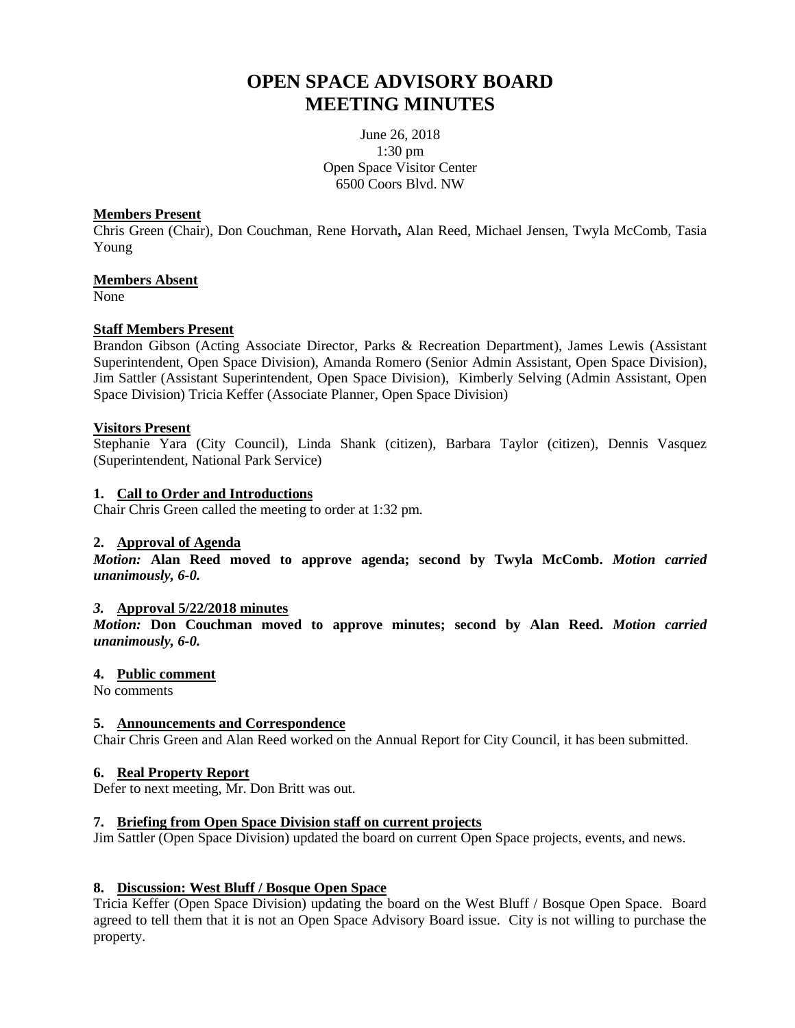# OPEN SPACE ADVISORY BOARD MEETING MINUTES

June 26, 2018
1:30 pm
Open Space Visitor Center
6500 Coors Blvd. NW

**Members Present**

Chris Green (Chair), Don Couchman, Rene Horvath**,** Alan Reed, Michael Jensen, Twyla McComb, Tasia Young

**Members Absent**

None

**Staff Members Present**

Brandon Gibson (Acting Associate Director, Parks & Recreation Department), James Lewis (Assistant Superintendent, Open Space Division), Amanda Romero (Senior Admin Assistant, Open Space Division), Jim Sattler (Assistant Superintendent, Open Space Division), Kimberly Selving (Admin Assistant, Open Space Division) Tricia Keffer (Associate Planner, Open Space Division)

**Visitors Present**

Stephanie Yara (City Council), Linda Shank (citizen), Barbara Taylor (citizen), Dennis Vasquez (Superintendent, National Park Service)

**1. Call to Order and Introductions**

Chair Chris Green called the meeting to order at 1:32 pm.

**2. Approval of Agenda**

***Motion:*** **Alan Reed moved to approve agenda; second by Twyla McComb.** ***Motion carried unanimously, 6-0.***

***3.*** **Approval 5/22/2018 minutes**

***Motion:*** **Don Couchman moved to approve minutes; second by Alan Reed.** ***Motion carried unanimously, 6-0.***

**4. Public comment**

No comments

**5. Announcements and Correspondence**

Chair Chris Green and Alan Reed worked on the Annual Report for City Council, it has been submitted.

**6. Real Property Report**

Defer to next meeting, Mr. Don Britt was out.

**7. Briefing from Open Space Division staff on current projects**

Jim Sattler (Open Space Division) updated the board on current Open Space projects, events, and news.

**8. Discussion: West Bluff / Bosque Open Space**

Tricia Keffer (Open Space Division) updating the board on the West Bluff / Bosque Open Space. Board agreed to tell them that it is not an Open Space Advisory Board issue. City is not willing to purchase the property.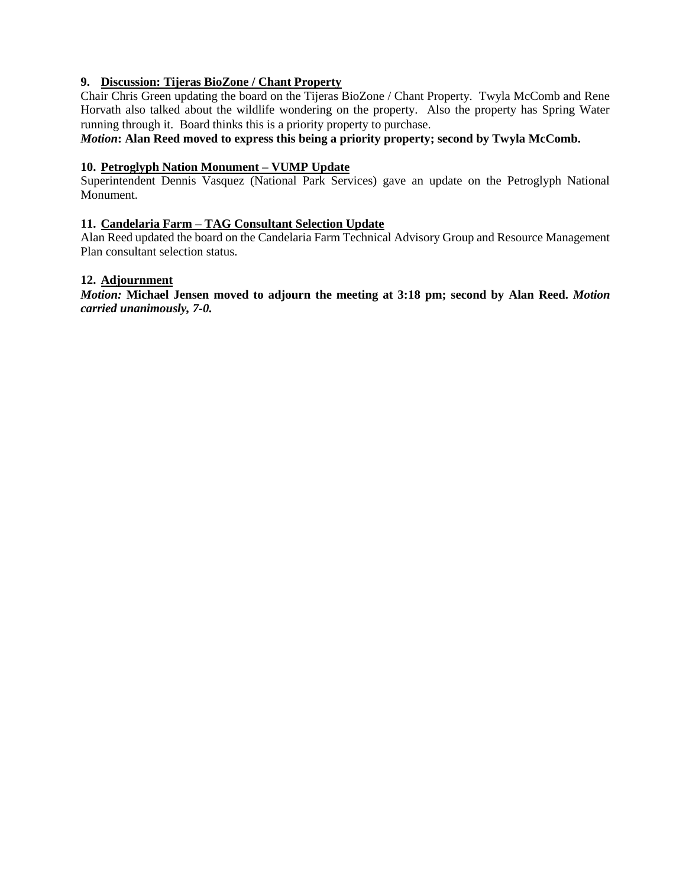**9. <u>Discussion: Tijeras BioZone / Chant Property</u>**

Chair Chris Green updating the board on the Tijeras BioZone / Chant Property. Twyla McComb and Rene Horvath also talked about the wildlife wondering on the property. Also the property has Spring Water running through it. Board thinks this is a priority property to purchase.

***Motion*: Alan Reed moved to express this being a priority property; second by Twyla McComb.**

**10. <u>Petroglyph Nation Monument – VUMP Update</u>**

Superintendent Dennis Vasquez (National Park Services) gave an update on the Petroglyph National Monument.

**11. <u>Candelaria Farm – TAG Consultant Selection Update</u>**

Alan Reed updated the board on the Candelaria Farm Technical Advisory Group and Resource Management Plan consultant selection status.

**12. <u>Adjournment</u>**

***Motion:* Michael Jensen moved to adjourn the meeting at 3:18 pm; second by Alan Reed. *Motion carried unanimously, 7-0.***